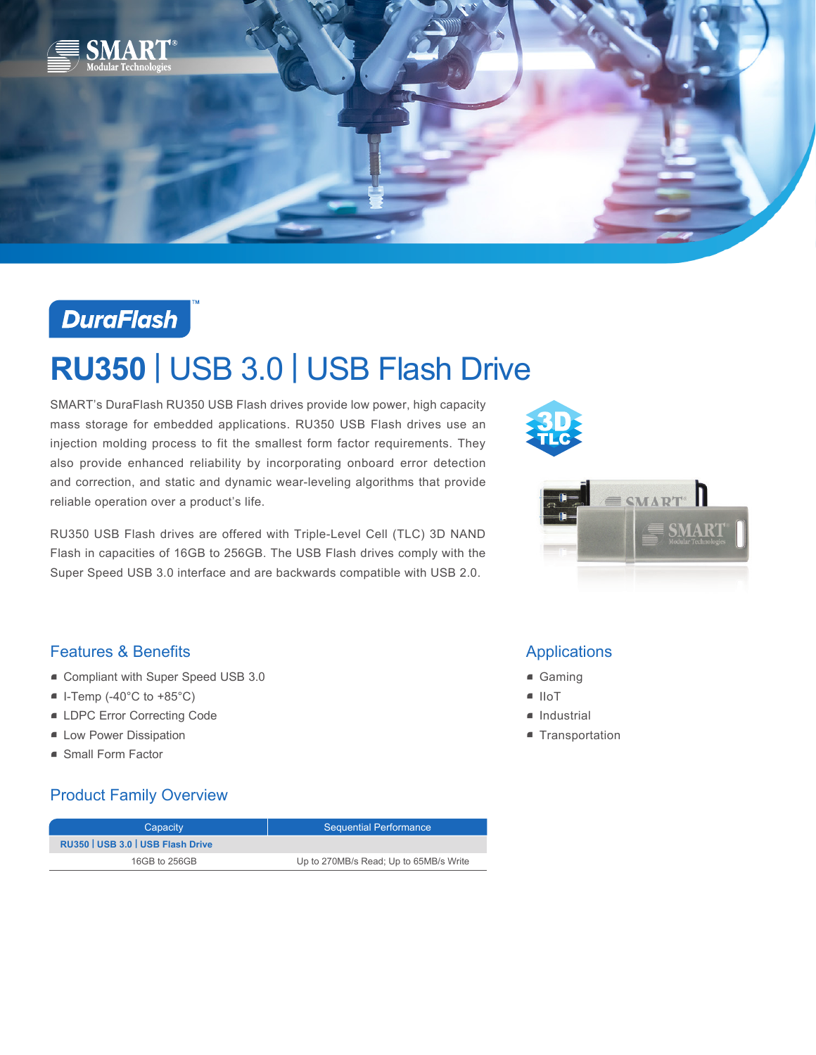# RU350 | USB 3.0 | USB Flash Drive

SMART's DuraFlash RU350 USB Flash drives provide low power, high capacity mass storage for embedded applications. RU350 USB Flash drives use an injection molding process to fit the smallest form factor requirements. They also provide enhanced reliability by incorporating onboard error detection and correction, and static and dynamic wear-leveling algorithms that provide reliable operation over a product's life.

RU350 USB Flash drives are offered with Triple-Level Cell (TLC) 3D NAND Flash in capacities of 16GB to 256GB. The USB Flash drives comply with the Super Speed USB 3.0 interface and are backwards compatible with USB 2.0.

## Features & Benefits

- Compliant with Super Speed USB 3.0
- I-Temp (-40°C to +85°C)
- LDPC Error Correcting Code
- Low Power Dissipation
- Small Form Factor

## Applications

- Gaming
- IIoT
- Industrial
- Transportation

## Product Family Overview

| Capacity | Sequential Performance |
|---|---|
| **RU350 \| USB 3.0 \| USB Flash Drive** | |
| 16GB to 256GB | Up to 270MB/s Read; Up to 65MB/s Write |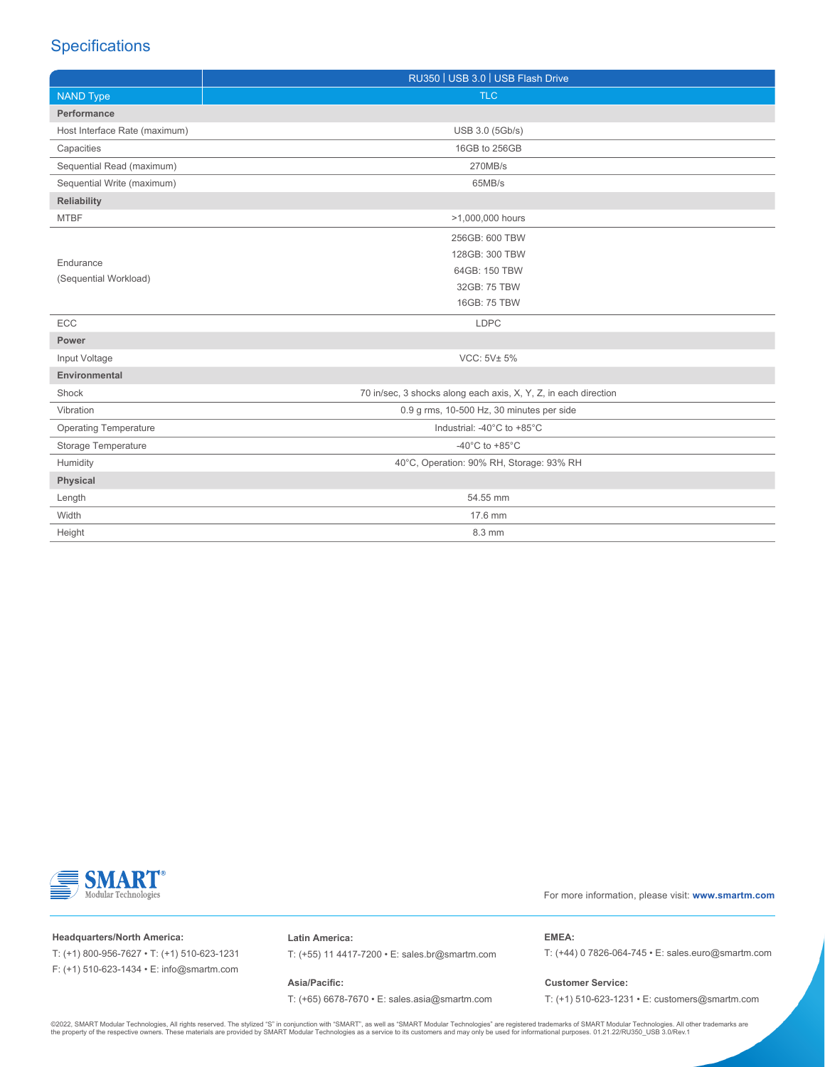## Specifications

| | RU350 \| USB 3.0 \| USB Flash Drive |
|---|---|
| NAND Type | TLC |
| **Performance** | |
| Host Interface Rate (maximum) | USB 3.0 (5Gb/s) |
| Capacities | 16GB to 256GB |
| Sequential Read (maximum) | 270MB/s |
| Sequential Write (maximum) | 65MB/s |
| **Reliability** | |
| MTBF | >1,000,000 hours |
| Endurance (Sequential Workload) | 256GB: 600 TBW<br>128GB: 300 TBW<br>64GB: 150 TBW<br>32GB: 75 TBW<br>16GB: 75 TBW |
| ECC | LDPC |
| **Power** | |
| Input Voltage | VCC: 5V± 5% |
| **Environmental** | |
| Shock | 70 in/sec, 3 shocks along each axis, X, Y, Z, in each direction |
| Vibration | 0.9 g rms, 10-500 Hz, 30 minutes per side |
| Operating Temperature | Industrial: -40°C to +85°C |
| Storage Temperature | -40°C to +85°C |
| Humidity | 40°C, Operation: 90% RH, Storage: 93% RH |
| **Physical** | |
| Length | 54.55 mm |
| Width | 17.6 mm |
| Height | 8.3 mm |

SMART® Modular Technologies

For more information, please visit: **www.smartm.com**

**Headquarters/North America:**
T: (+1) 800-956-7627 • T: (+1) 510-623-1231
F: (+1) 510-623-1434 • E: info@smartm.com

**Latin America:**
T: (+55) 11 4417-7200 • E: sales.br@smartm.com

**Asia/Pacific:**
T: (+65) 6678-7670 • E: sales.asia@smartm.com

**EMEA:**
T: (+44) 0 7826-064-745 • E: sales.euro@smartm.com

**Customer Service:**
T: (+1) 510-623-1231 • E: customers@smartm.com

©2022, SMART Modular Technologies, All rights reserved. The stylized "S" in conjunction with "SMART", as well as "SMART Modular Technologies" are registered trademarks of SMART Modular Technologies. All other trademarks are the property of the respective owners. These materials are provided by SMART Modular Technologies as a service to its customers and may only be used for informational purposes. 01.21.22/RU350_USB 3.0/Rev.1